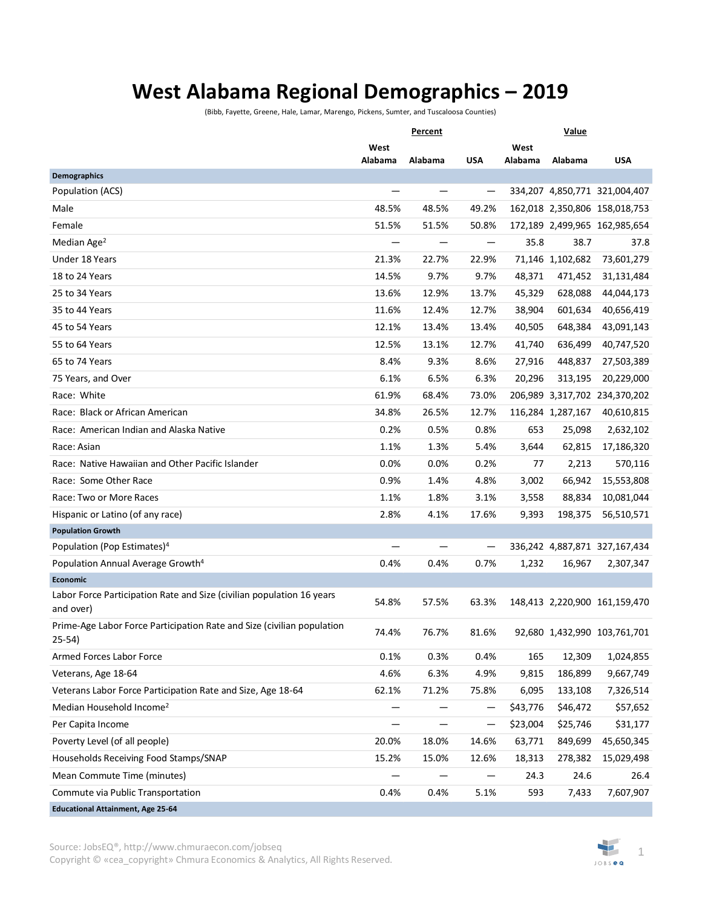# West Alabama Regional Demographics – 2019

(Bibb, Fayette, Greene, Hale, Lamar, Marengo, Pickens, Sumter, and Tuscaloosa Counties)

| | Percent | | | Value | | |
|---|---|---|---|---|---|---|
| | West Alabama | Alabama | USA | West Alabama | Alabama | USA |
| **Demographics** | | | | | | |
| Population (ACS) | — | — | — | 334,207 | 4,850,771 | 321,004,407 |
| Male | 48.5% | 48.5% | 49.2% | 162,018 | 2,350,806 | 158,018,753 |
| Female | 51.5% | 51.5% | 50.8% | 172,189 | 2,499,965 | 162,985,654 |
| Median Age[2] | — | — | — | 35.8 | 38.7 | 37.8 |
| Under 18 Years | 21.3% | 22.7% | 22.9% | 71,146 | 1,102,682 | 73,601,279 |
| 18 to 24 Years | 14.5% | 9.7% | 9.7% | 48,371 | 471,452 | 31,131,484 |
| 25 to 34 Years | 13.6% | 12.9% | 13.7% | 45,329 | 628,088 | 44,044,173 |
| 35 to 44 Years | 11.6% | 12.4% | 12.7% | 38,904 | 601,634 | 40,656,419 |
| 45 to 54 Years | 12.1% | 13.4% | 13.4% | 40,505 | 648,384 | 43,091,143 |
| 55 to 64 Years | 12.5% | 13.1% | 12.7% | 41,740 | 636,499 | 40,747,520 |
| 65 to 74 Years | 8.4% | 9.3% | 8.6% | 27,916 | 448,837 | 27,503,389 |
| 75 Years, and Over | 6.1% | 6.5% | 6.3% | 20,296 | 313,195 | 20,229,000 |
| Race: White | 61.9% | 68.4% | 73.0% | 206,989 | 3,317,702 | 234,370,202 |
| Race: Black or African American | 34.8% | 26.5% | 12.7% | 116,284 | 1,287,167 | 40,610,815 |
| Race: American Indian and Alaska Native | 0.2% | 0.5% | 0.8% | 653 | 25,098 | 2,632,102 |
| Race: Asian | 1.1% | 1.3% | 5.4% | 3,644 | 62,815 | 17,186,320 |
| Race: Native Hawaiian and Other Pacific Islander | 0.0% | 0.0% | 0.2% | 77 | 2,213 | 570,116 |
| Race: Some Other Race | 0.9% | 1.4% | 4.8% | 3,002 | 66,942 | 15,553,808 |
| Race: Two or More Races | 1.1% | 1.8% | 3.1% | 3,558 | 88,834 | 10,081,044 |
| Hispanic or Latino (of any race) | 2.8% | 4.1% | 17.6% | 9,393 | 198,375 | 56,510,571 |
| **Population Growth** | | | | | | |
| Population (Pop Estimates)[4] | — | — | — | 336,242 | 4,887,871 | 327,167,434 |
| Population Annual Average Growth[4] | 0.4% | 0.4% | 0.7% | 1,232 | 16,967 | 2,307,347 |
| **Economic** | | | | | | |
| Labor Force Participation Rate and Size (civilian population 16 years and over) | 54.8% | 57.5% | 63.3% | 148,413 | 2,220,900 | 161,159,470 |
| Prime-Age Labor Force Participation Rate and Size (civilian population 25-54) | 74.4% | 76.7% | 81.6% | 92,680 | 1,432,990 | 103,761,701 |
| Armed Forces Labor Force | 0.1% | 0.3% | 0.4% | 165 | 12,309 | 1,024,855 |
| Veterans, Age 18-64 | 4.6% | 6.3% | 4.9% | 9,815 | 186,899 | 9,667,749 |
| Veterans Labor Force Participation Rate and Size, Age 18-64 | 62.1% | 71.2% | 75.8% | 6,095 | 133,108 | 7,326,514 |
| Median Household Income[2] | — | — | — | $43,776 | $46,472 | $57,652 |
| Per Capita Income | — | — | — | $23,004 | $25,746 | $31,177 |
| Poverty Level (of all people) | 20.0% | 18.0% | 14.6% | 63,771 | 849,699 | 45,650,345 |
| Households Receiving Food Stamps/SNAP | 15.2% | 15.0% | 12.6% | 18,313 | 278,382 | 15,029,498 |
| Mean Commute Time (minutes) | — | — | — | 24.3 | 24.6 | 26.4 |
| Commute via Public Transportation | 0.4% | 0.4% | 5.1% | 593 | 7,433 | 7,607,907 |
| **Educational Attainment, Age 25-64** | | | | | | |

Source: JobsEQ®, http://www.chmuraecon.com/jobseq
Copyright © «cea_copyright» Chmura Economics & Analytics, All Rights Reserved.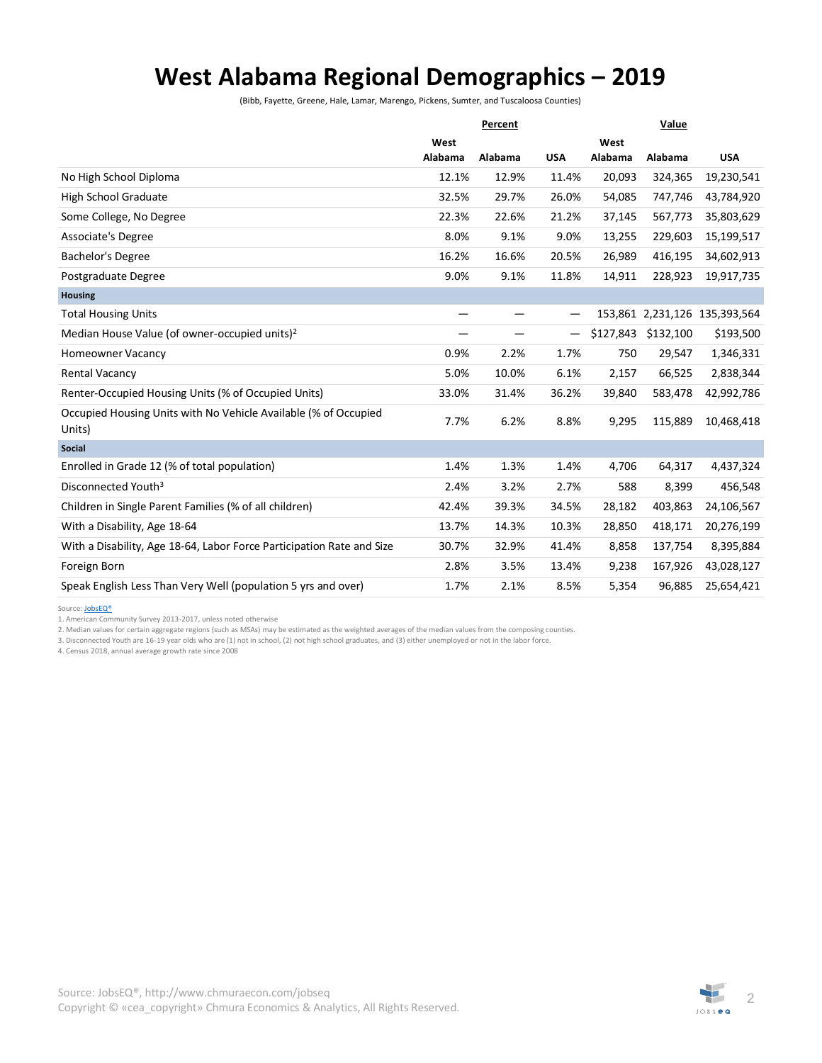# West Alabama Regional Demographics – 2019

(Bibb, Fayette, Greene, Hale, Lamar, Marengo, Pickens, Sumter, and Tuscaloosa Counties)

| | Percent | | | Value | | |
|---|---|---|---|---|---|---|
| | West Alabama | Alabama | USA | West Alabama | Alabama | USA |
| No High School Diploma | 12.1% | 12.9% | 11.4% | 20,093 | 324,365 | 19,230,541 |
| High School Graduate | 32.5% | 29.7% | 26.0% | 54,085 | 747,746 | 43,784,920 |
| Some College, No Degree | 22.3% | 22.6% | 21.2% | 37,145 | 567,773 | 35,803,629 |
| Associate's Degree | 8.0% | 9.1% | 9.0% | 13,255 | 229,603 | 15,199,517 |
| Bachelor's Degree | 16.2% | 16.6% | 20.5% | 26,989 | 416,195 | 34,602,913 |
| Postgraduate Degree | 9.0% | 9.1% | 11.8% | 14,911 | 228,923 | 19,917,735 |
| **Housing** | | | | | | |
| Total Housing Units | — | — | — | 153,861 | 2,231,126 | 135,393,564 |
| Median House Value (of owner-occupied units)[2] | — | — | — | $127,843 | $132,100 | $193,500 |
| Homeowner Vacancy | 0.9% | 2.2% | 1.7% | 750 | 29,547 | 1,346,331 |
| Rental Vacancy | 5.0% | 10.0% | 6.1% | 2,157 | 66,525 | 2,838,344 |
| Renter-Occupied Housing Units (% of Occupied Units) | 33.0% | 31.4% | 36.2% | 39,840 | 583,478 | 42,992,786 |
| Occupied Housing Units with No Vehicle Available (% of Occupied Units) | 7.7% | 6.2% | 8.8% | 9,295 | 115,889 | 10,468,418 |
| **Social** | | | | | | |
| Enrolled in Grade 12 (% of total population) | 1.4% | 1.3% | 1.4% | 4,706 | 64,317 | 4,437,324 |
| Disconnected Youth[3] | 2.4% | 3.2% | 2.7% | 588 | 8,399 | 456,548 |
| Children in Single Parent Families (% of all children) | 42.4% | 39.3% | 34.5% | 28,182 | 403,863 | 24,106,567 |
| With a Disability, Age 18-64 | 13.7% | 14.3% | 10.3% | 28,850 | 418,171 | 20,276,199 |
| With a Disability, Age 18-64, Labor Force Participation Rate and Size | 30.7% | 32.9% | 41.4% | 8,858 | 137,754 | 8,395,884 |
| Foreign Born | 2.8% | 3.5% | 13.4% | 9,238 | 167,926 | 43,028,127 |
| Speak English Less Than Very Well (population 5 yrs and over) | 1.7% | 2.1% | 8.5% | 5,354 | 96,885 | 25,654,421 |

Source: JobsEQ®
1. American Community Survey 2013-2017, unless noted otherwise
2. Median values for certain aggregate regions (such as MSAs) may be estimated as the weighted averages of the median values from the composing counties.
3. Disconnected Youth are 16-19 year olds who are (1) not in school, (2) not high school graduates, and (3) either unemployed or not in the labor force.
4. Census 2018, annual average growth rate since 2008

Source: JobsEQ®, http://www.chmuraecon.com/jobseq
Copyright © «cea_copyright» Chmura Economics & Analytics, All Rights Reserved.